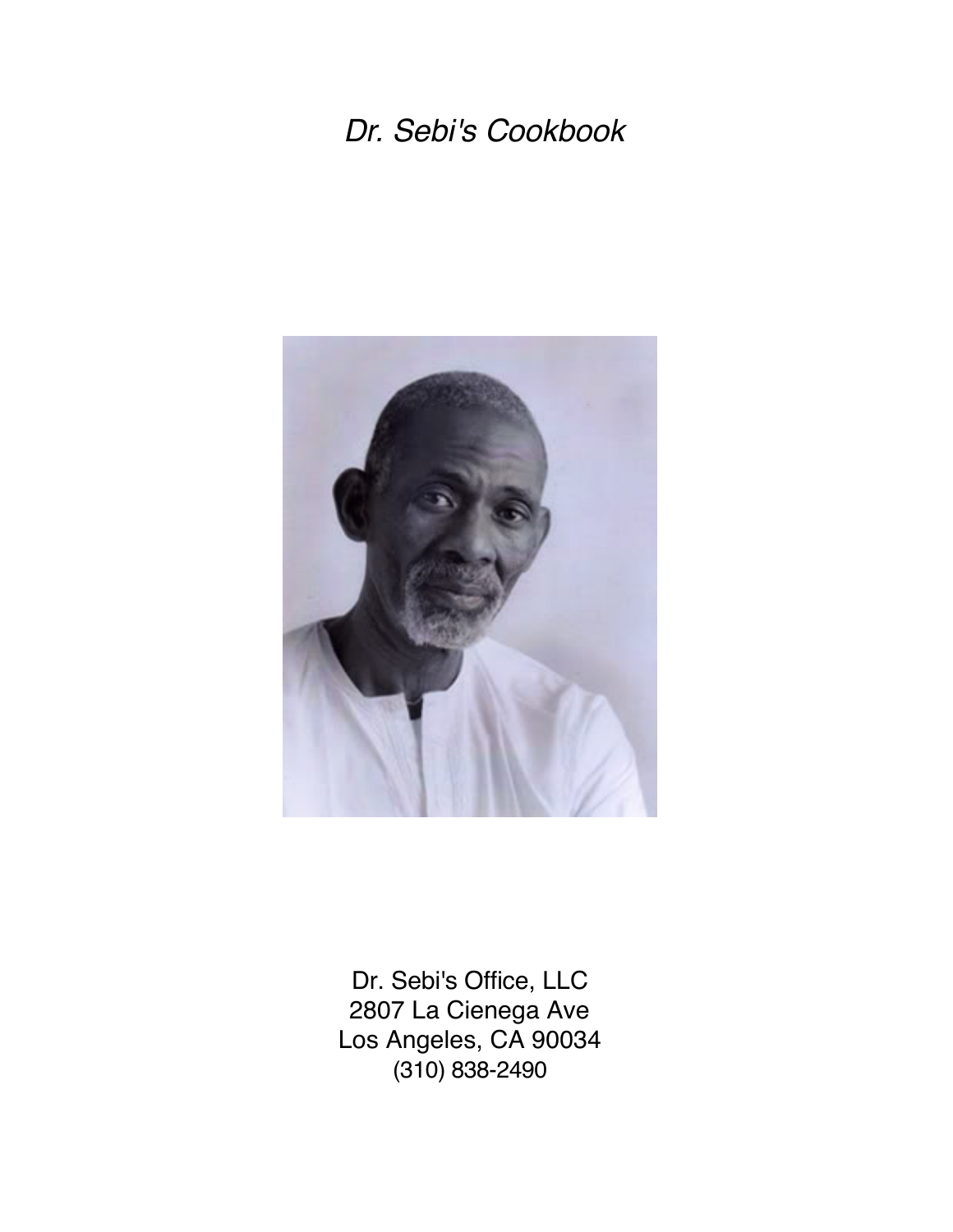# *Dr. Sebi's Cookbook*

Dr. Sebi's Office, LLC
2807 La Cienega Ave
Los Angeles, CA 90034
(310) 838-2490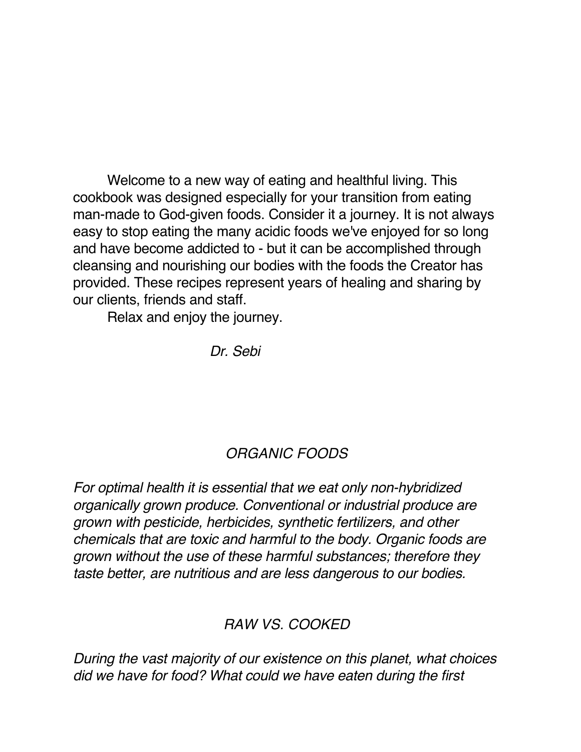Welcome to a new way of eating and healthful living. This cookbook was designed especially for your transition from eating man-made to God-given foods. Consider it a journey. It is not always easy to stop eating the many acidic foods we've enjoyed for so long and have become addicted to - but it can be accomplished through cleansing and nourishing our bodies with the foods the Creator has provided. These recipes represent years of healing and sharing by our clients, friends and staff.

Relax and enjoy the journey.

*Dr. Sebi*

## *ORGANIC FOODS*

*For optimal health it is essential that we eat only non-hybridized organically grown produce. Conventional or industrial produce are grown with pesticide, herbicides, synthetic fertilizers, and other chemicals that are toxic and harmful to the body. Organic foods are grown without the use of these harmful substances; therefore they taste better, are nutritious and are less dangerous to our bodies.*

## *RAW VS. COOKED*

*During the vast majority of our existence on this planet, what choices did we have for food? What could we have eaten during the first*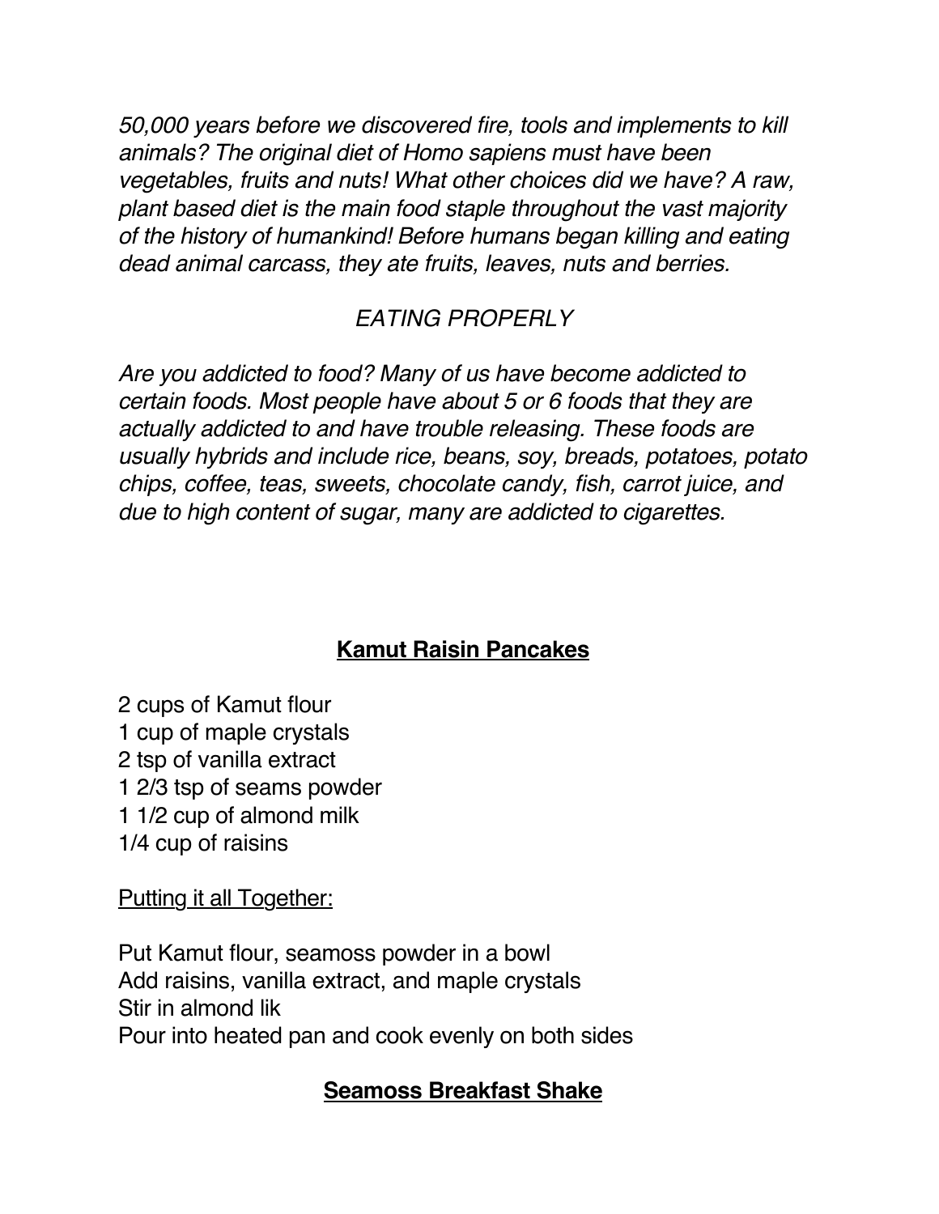*50,000 years before we discovered fire, tools and implements to kill animals? The original diet of Homo sapiens must have been vegetables, fruits and nuts! What other choices did we have? A raw, plant based diet is the main food staple throughout the vast majority of the history of humankind! Before humans began killing and eating dead animal carcass, they ate fruits, leaves, nuts and berries.*

## *EATING PROPERLY*

*Are you addicted to food? Many of us have become addicted to certain foods. Most people have about 5 or 6 foods that they are actually addicted to and have trouble releasing. These foods are usually hybrids and include rice, beans, soy, breads, potatoes, potato chips, coffee, teas, sweets, chocolate candy, fish, carrot juice, and due to high content of sugar, many are addicted to cigarettes.*

## **Kamut Raisin Pancakes**

2 cups of Kamut flour
1 cup of maple crystals
2 tsp of vanilla extract
1 2/3 tsp of seams powder
1 1/2 cup of almond milk
1/4 cup of raisins

Putting it all Together:

Put Kamut flour, seamoss powder in a bowl
Add raisins, vanilla extract, and maple crystals
Stir in almond lik
Pour into heated pan and cook evenly on both sides

## **Seamoss Breakfast Shake**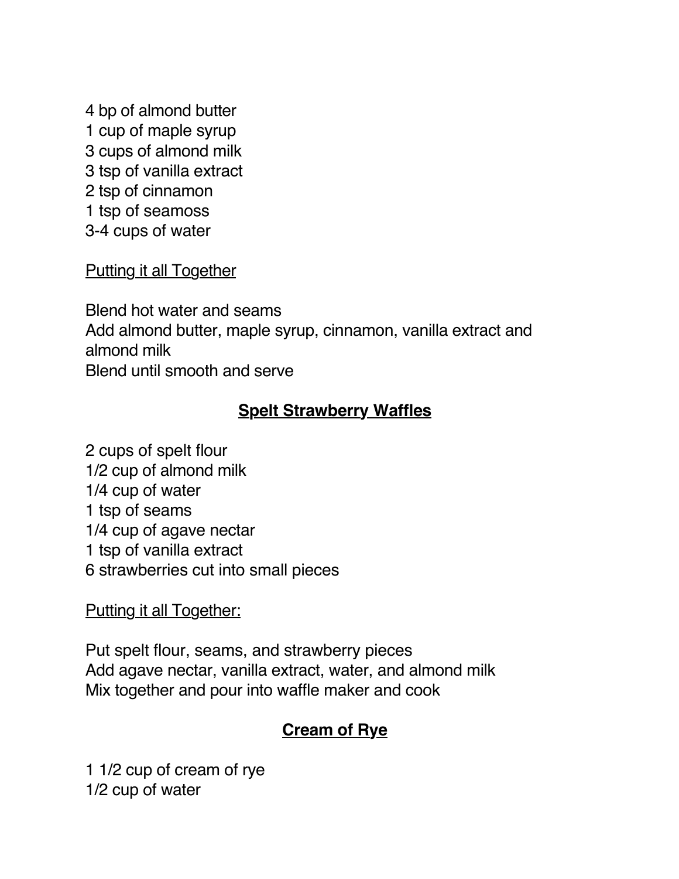4 bp of almond butter
1 cup of maple syrup
3 cups of almond milk
3 tsp of vanilla extract
2 tsp of cinnamon
1 tsp of seamoss
3-4 cups of water

<u>Putting it all Together</u>

Blend hot water and seams
Add almond butter, maple syrup, cinnamon, vanilla extract and almond milk
Blend until smooth and serve

## Spelt Strawberry Waffles

2 cups of spelt flour
1/2 cup of almond milk
1/4 cup of water
1 tsp of seams
1/4 cup of agave nectar
1 tsp of vanilla extract
6 strawberries cut into small pieces

<u>Putting it all Together:</u>

Put spelt flour, seams, and strawberry pieces
Add agave nectar, vanilla extract, water, and almond milk
Mix together and pour into waffle maker and cook

## Cream of Rye

1 1/2 cup of cream of rye
1/2 cup of water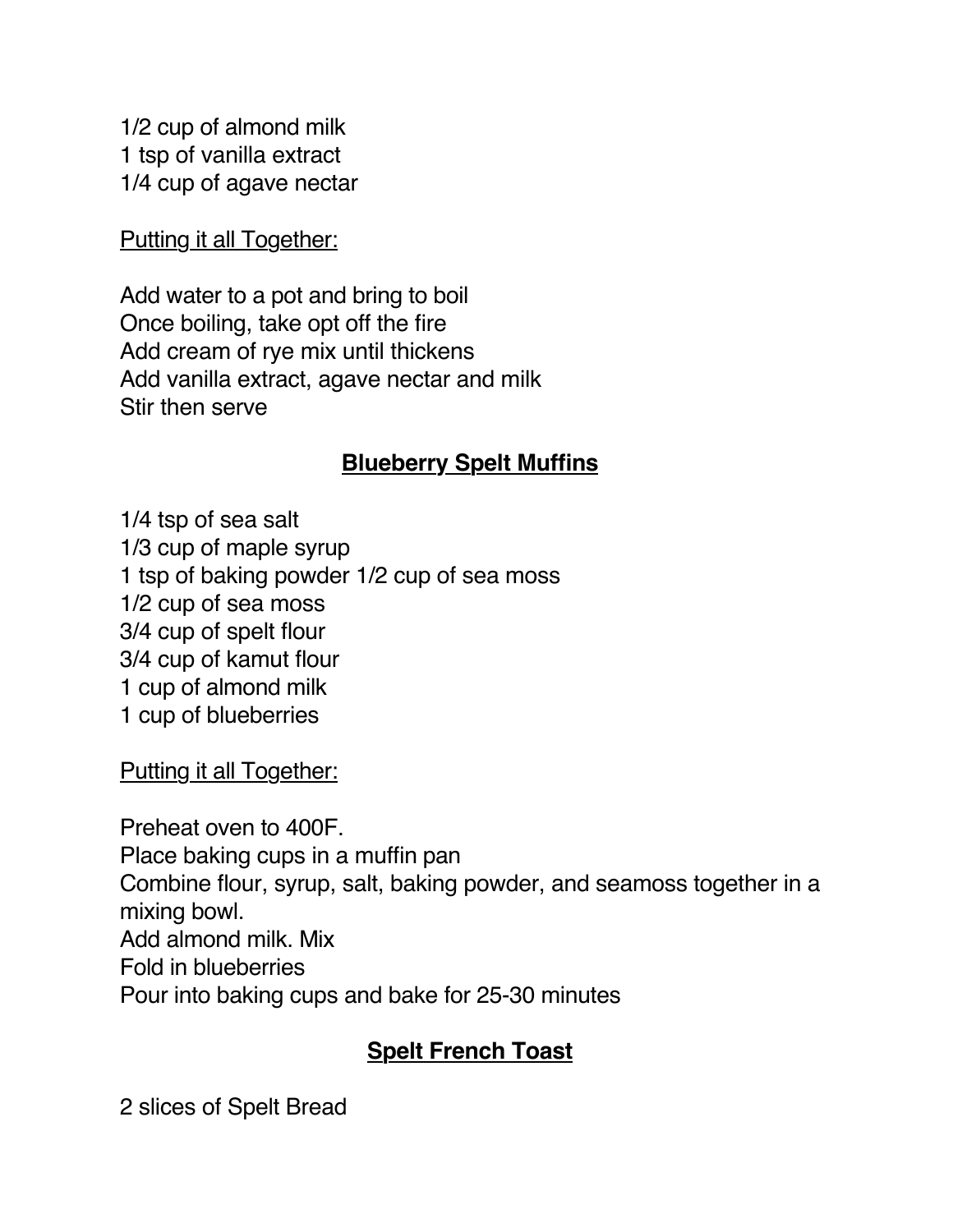1/2 cup of almond milk
1 tsp of vanilla extract
1/4 cup of agave nectar

Putting it all Together:

Add water to a pot and bring to boil
Once boiling, take opt off the fire
Add cream of rye mix until thickens
Add vanilla extract, agave nectar and milk
Stir then serve

## **Blueberry Spelt Muffins**

1/4 tsp of sea salt
1/3 cup of maple syrup
1 tsp of baking powder 1/2 cup of sea moss
1/2 cup of sea moss
3/4 cup of spelt flour
3/4 cup of kamut flour
1 cup of almond milk
1 cup of blueberries

Putting it all Together:

Preheat oven to 400F.
Place baking cups in a muffin pan
Combine flour, syrup, salt, baking powder, and seamoss together in a mixing bowl.
Add almond milk. Mix
Fold in blueberries
Pour into baking cups and bake for 25-30 minutes

## **Spelt French Toast**

2 slices of Spelt Bread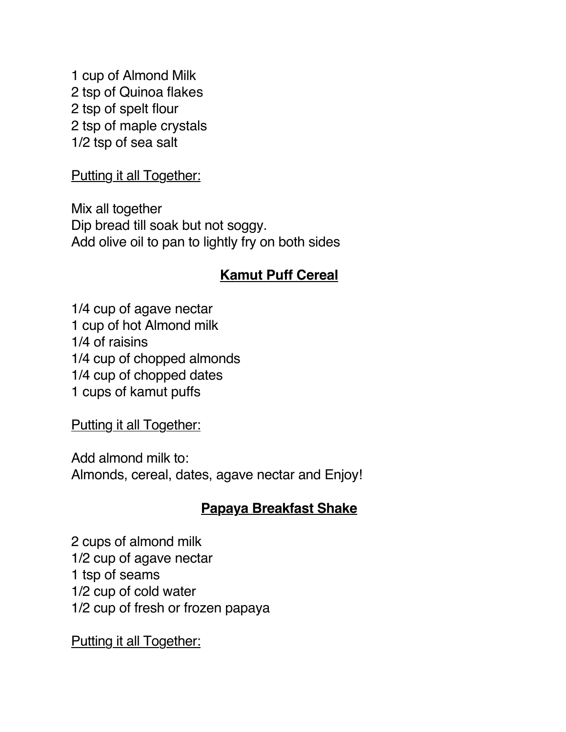1 cup of Almond Milk
2 tsp of Quinoa flakes
2 tsp of spelt flour
2 tsp of maple crystals
1/2 tsp of sea salt

Putting it all Together:

Mix all together
Dip bread till soak but not soggy.
Add olive oil to pan to lightly fry on both sides

## Kamut Puff Cereal

1/4 cup of agave nectar
1 cup of hot Almond milk
1/4 of raisins
1/4 cup of chopped almonds
1/4 cup of chopped dates
1 cups of kamut puffs

Putting it all Together:

Add almond milk to:
Almonds, cereal, dates, agave nectar and Enjoy!

## Papaya Breakfast Shake

2 cups of almond milk
1/2 cup of agave nectar
1 tsp of seams
1/2 cup of cold water
1/2 cup of fresh or frozen papaya

Putting it all Together: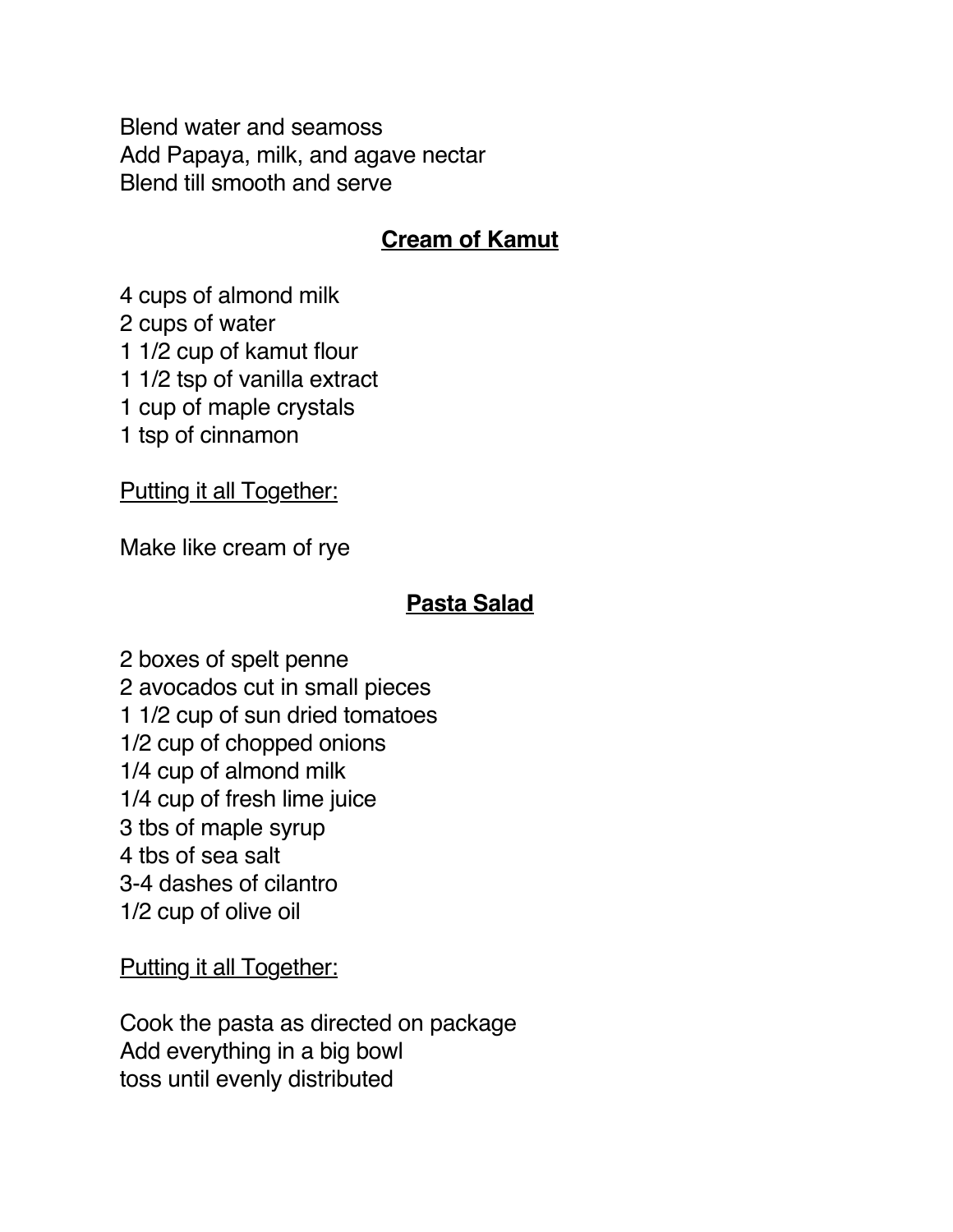Blend water and seamoss
Add Papaya, milk, and agave nectar
Blend till smooth and serve

## **Cream of Kamut**

4 cups of almond milk
2 cups of water
1 1/2 cup of kamut flour
1 1/2 tsp of vanilla extract
1 cup of maple crystals
1 tsp of cinnamon

Putting it all Together:

Make like cream of rye

## **Pasta Salad**

2 boxes of spelt penne
2 avocados cut in small pieces
1 1/2 cup of sun dried tomatoes
1/2 cup of chopped onions
1/4 cup of almond milk
1/4 cup of fresh lime juice
3 tbs of maple syrup
4 tbs of sea salt
3-4 dashes of cilantro
1/2 cup of olive oil

Putting it all Together:

Cook the pasta as directed on package
Add everything in a big bowl
toss until evenly distributed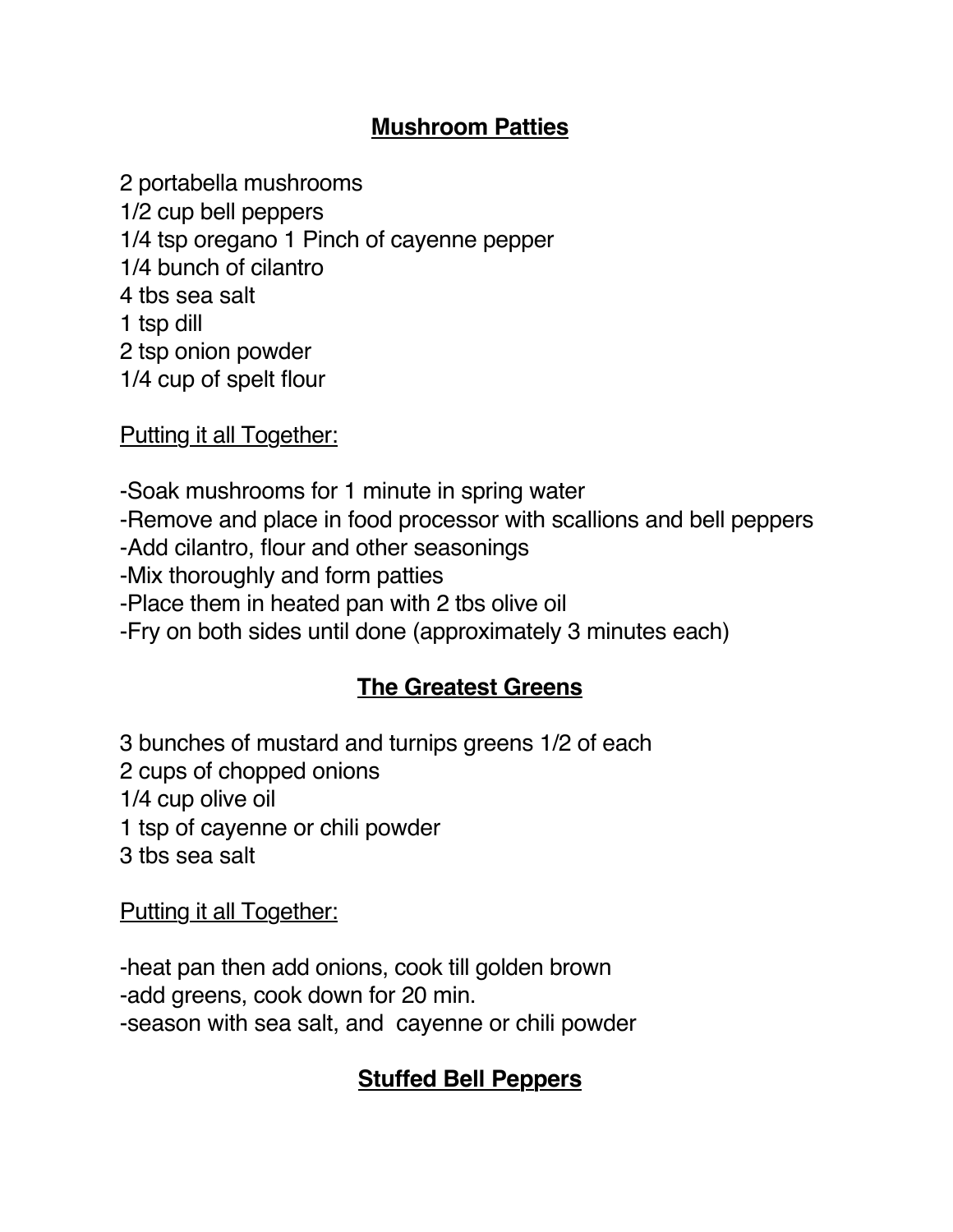## **Mushroom Patties**

2 portabella mushrooms
1/2 cup bell peppers
1/4 tsp oregano 1 Pinch of cayenne pepper
1/4 bunch of cilantro
4 tbs sea salt
1 tsp dill
2 tsp onion powder
1/4 cup of spelt flour

Putting it all Together:

-Soak mushrooms for 1 minute in spring water
-Remove and place in food processor with scallions and bell peppers
-Add cilantro, flour and other seasonings
-Mix thoroughly and form patties
-Place them in heated pan with 2 tbs olive oil
-Fry on both sides until done (approximately 3 minutes each)

## **The Greatest Greens**

3 bunches of mustard and turnips greens 1/2 of each
2 cups of chopped onions
1/4 cup olive oil
1 tsp of cayenne or chili powder
3 tbs sea salt

Putting it all Together:

-heat pan then add onions, cook till golden brown
-add greens, cook down for 20 min.
-season with sea salt, and cayenne or chili powder

## **Stuffed Bell Peppers**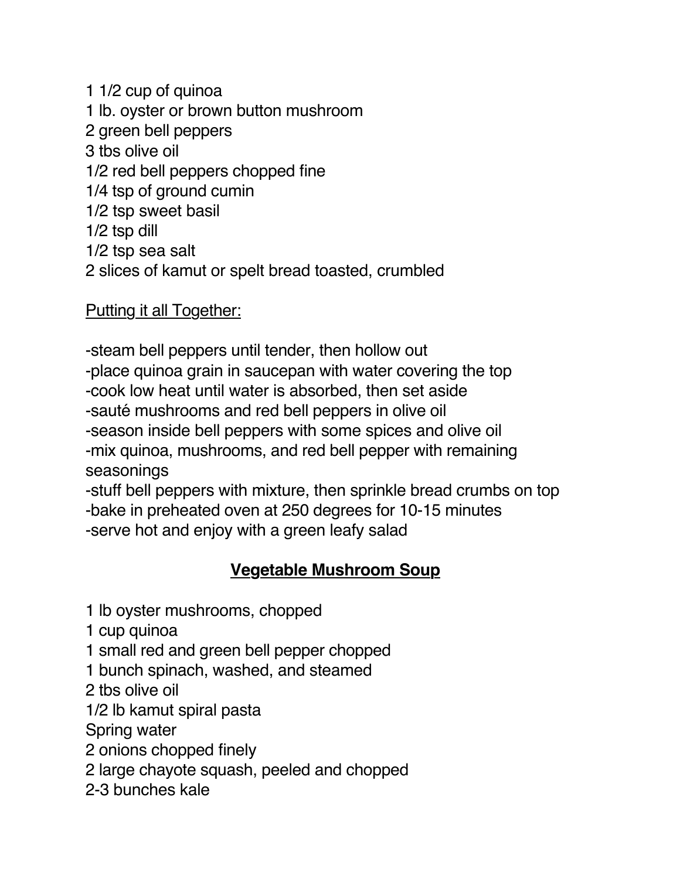1 1/2 cup of quinoa
1 lb. oyster or brown button mushroom
2 green bell peppers
3 tbs olive oil
1/2 red bell peppers chopped fine
1/4 tsp of ground cumin
1/2 tsp sweet basil
1/2 tsp dill
1/2 tsp sea salt
2 slices of kamut or spelt bread toasted, crumbled

<u>Putting it all Together:</u>

-steam bell peppers until tender, then hollow out
-place quinoa grain in saucepan with water covering the top
-cook low heat until water is absorbed, then set aside
-sauté mushrooms and red bell peppers in olive oil
-season inside bell peppers with some spices and olive oil
-mix quinoa, mushrooms, and red bell pepper with remaining seasonings
-stuff bell peppers with mixture, then sprinkle bread crumbs on top
-bake in preheated oven at 250 degrees for 10-15 minutes
-serve hot and enjoy with a green leafy salad

## Vegetable Mushroom Soup

1 lb oyster mushrooms, chopped
1 cup quinoa
1 small red and green bell pepper chopped
1 bunch spinach, washed, and steamed
2 tbs olive oil
1/2 lb kamut spiral pasta
Spring water
2 onions chopped finely
2 large chayote squash, peeled and chopped
2-3 bunches kale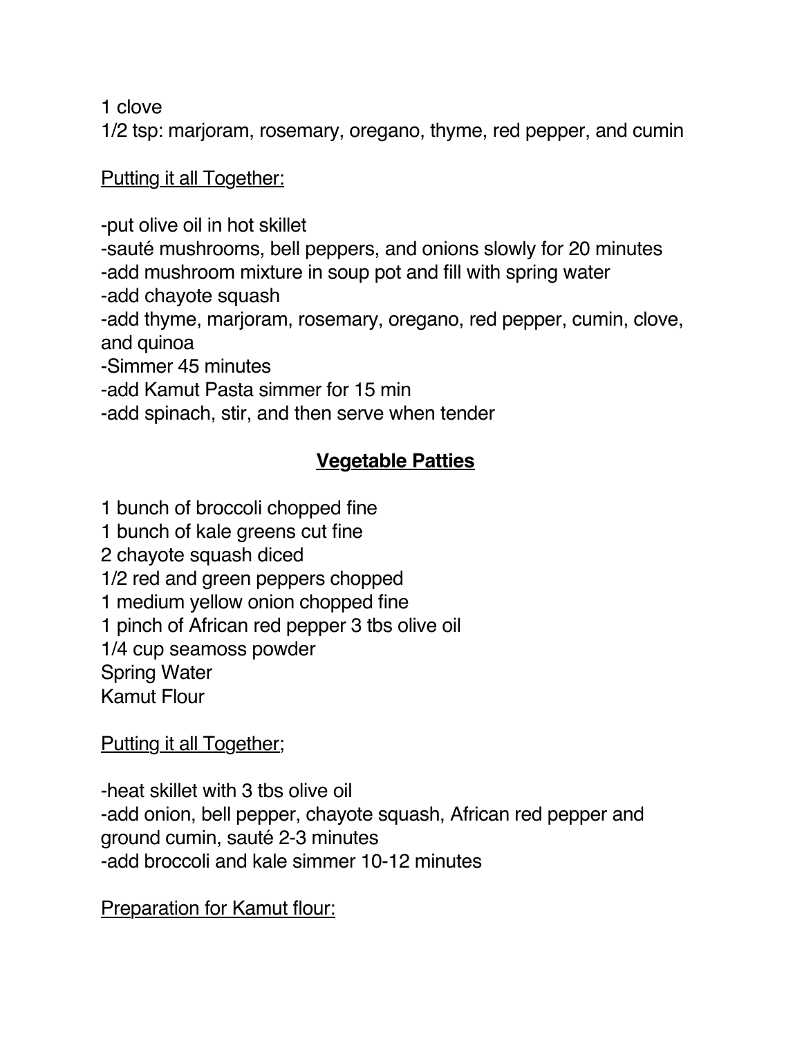1 clove
1/2 tsp: marjoram, rosemary, oregano, thyme, red pepper, and cumin

<u>Putting it all Together:</u>

-put olive oil in hot skillet
-sauté mushrooms, bell peppers, and onions slowly for 20 minutes
-add mushroom mixture in soup pot and fill with spring water
-add chayote squash
-add thyme, marjoram, rosemary, oregano, red pepper, cumin, clove, and quinoa
-Simmer 45 minutes
-add Kamut Pasta simmer for 15 min
-add spinach, stir, and then serve when tender

## <u>Vegetable Patties</u>

1 bunch of broccoli chopped fine
1 bunch of kale greens cut fine
2 chayote squash diced
1/2 red and green peppers chopped
1 medium yellow onion chopped fine
1 pinch of African red pepper 3 tbs olive oil
1/4 cup seamoss powder
Spring Water
Kamut Flour

<u>Putting it all Together;</u>

-heat skillet with 3 tbs olive oil
-add onion, bell pepper, chayote squash, African red pepper and ground cumin, sauté 2-3 minutes
-add broccoli and kale simmer 10-12 minutes

<u>Preparation for Kamut flour:</u>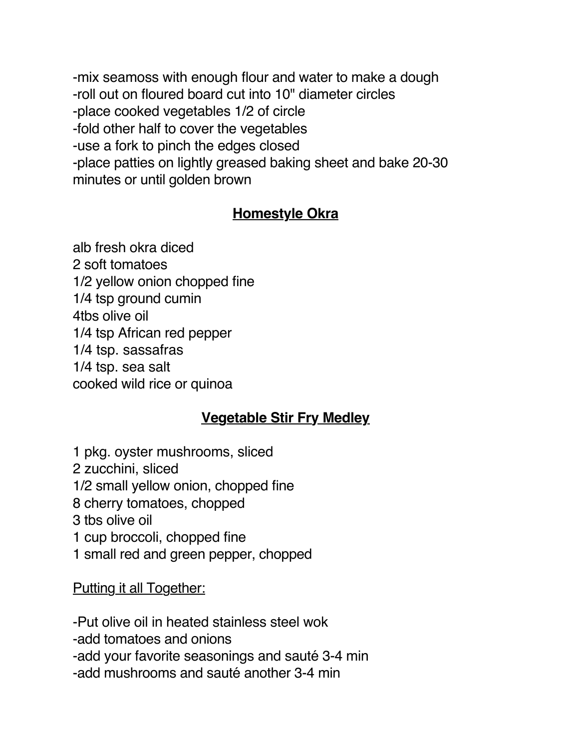-mix seamoss with enough flour and water to make a dough
-roll out on floured board cut into 10" diameter circles
-place cooked vegetables 1/2 of circle
-fold other half to cover the vegetables
-use a fork to pinch the edges closed
-place patties on lightly greased baking sheet and bake 20-30 minutes or until golden brown

## Homestyle Okra

alb fresh okra diced
2 soft tomatoes
1/2 yellow onion chopped fine
1/4 tsp ground cumin
4tbs olive oil
1/4 tsp African red pepper
1/4 tsp. sassafras
1/4 tsp. sea salt
cooked wild rice or quinoa

## Vegetable Stir Fry Medley

1 pkg. oyster mushrooms, sliced
2 zucchini, sliced
1/2 small yellow onion, chopped fine
8 cherry tomatoes, chopped
3 tbs olive oil
1 cup broccoli, chopped fine
1 small red and green pepper, chopped

Putting it all Together:

-Put olive oil in heated stainless steel wok
-add tomatoes and onions
-add your favorite seasonings and sauté 3-4 min
-add mushrooms and sauté another 3-4 min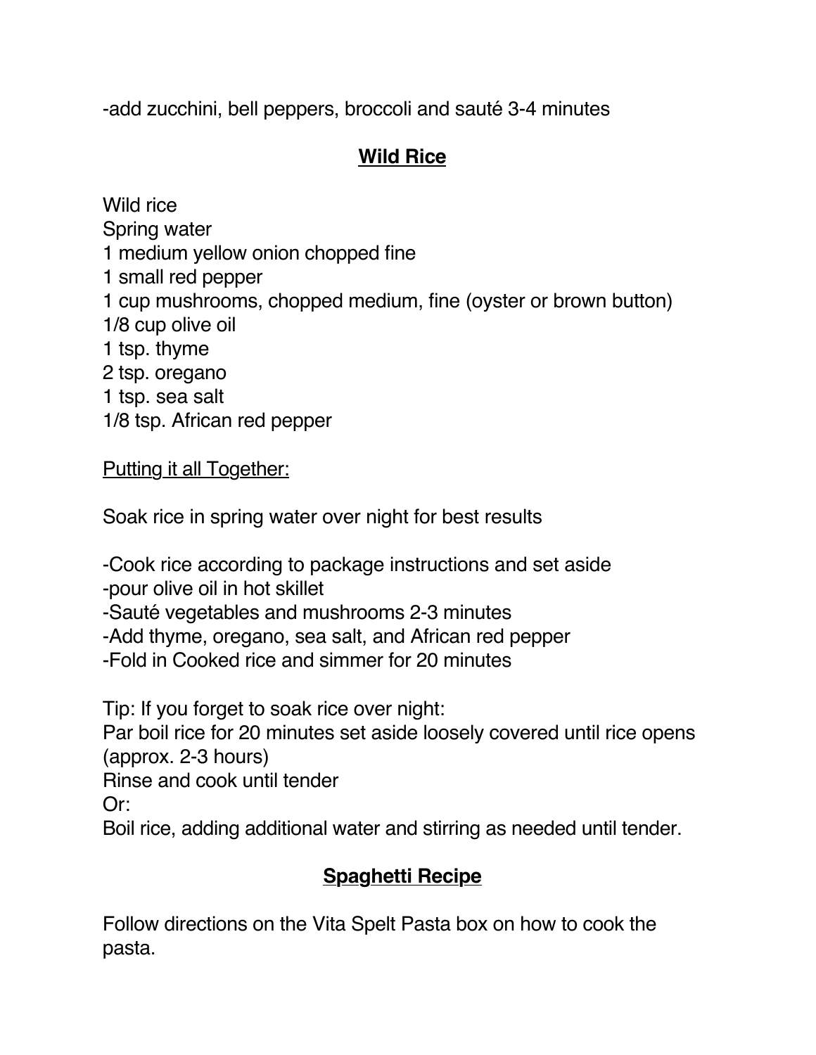-add zucchini, bell peppers, broccoli and sauté 3-4 minutes

## Wild Rice

Wild rice
Spring water
1 medium yellow onion chopped fine
1 small red pepper
1 cup mushrooms, chopped medium, fine (oyster or brown button)
1/8 cup olive oil
1 tsp. thyme
2 tsp. oregano
1 tsp. sea salt
1/8 tsp. African red pepper

Putting it all Together:

Soak rice in spring water over night for best results

-Cook rice according to package instructions and set aside
-pour olive oil in hot skillet
-Sauté vegetables and mushrooms 2-3 minutes
-Add thyme, oregano, sea salt, and African red pepper
-Fold in Cooked rice and simmer for 20 minutes

Tip: If you forget to soak rice over night:
Par boil rice for 20 minutes set aside loosely covered until rice opens (approx. 2-3 hours)
Rinse and cook until tender
Or:
Boil rice, adding additional water and stirring as needed until tender.

## Spaghetti Recipe

Follow directions on the Vita Spelt Pasta box on how to cook the pasta.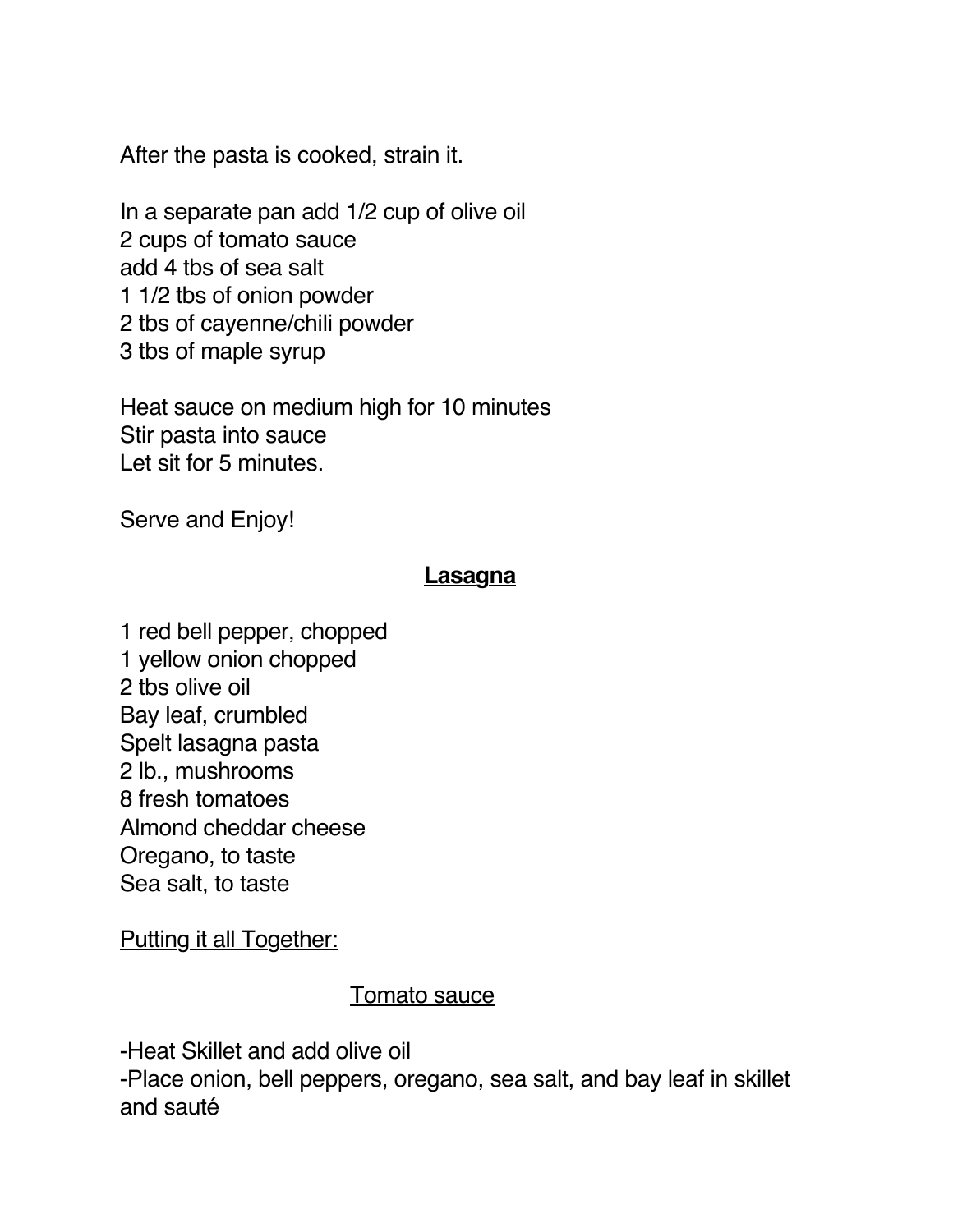After the pasta is cooked, strain it.

In a separate pan add 1/2 cup of olive oil
2 cups of tomato sauce
add 4 tbs of sea salt
1 1/2 tbs of onion powder
2 tbs of cayenne/chili powder
3 tbs of maple syrup

Heat sauce on medium high for 10 minutes
Stir pasta into sauce
Let sit for 5 minutes.

Serve and Enjoy!

## **Lasagna**

1 red bell pepper, chopped
1 yellow onion chopped
2 tbs olive oil
Bay leaf, crumbled
Spelt lasagna pasta
2 lb., mushrooms
8 fresh tomatoes
Almond cheddar cheese
Oregano, to taste
Sea salt, to taste

Putting it all Together:

### Tomato sauce

-Heat Skillet and add olive oil
-Place onion, bell peppers, oregano, sea salt, and bay leaf in skillet and sauté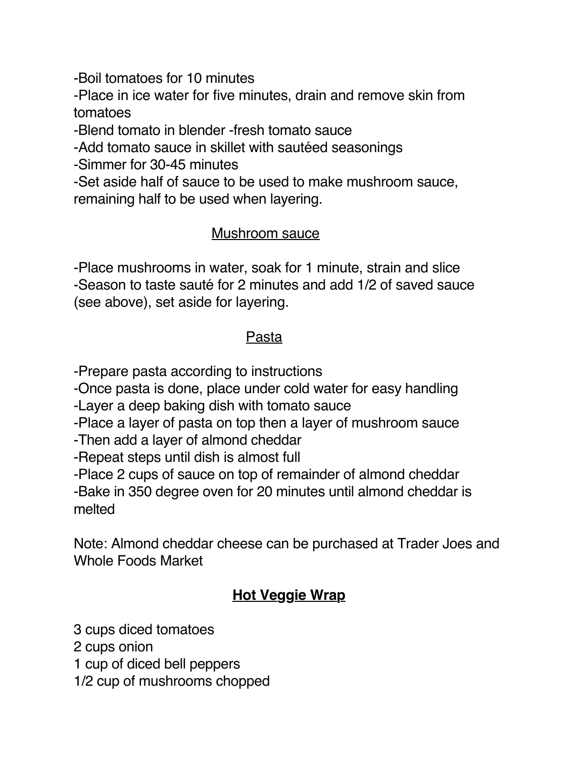-Boil tomatoes for 10 minutes

-Place in ice water for five minutes, drain and remove skin from tomatoes

-Blend tomato in blender -fresh tomato sauce

-Add tomato sauce in skillet with sautéed seasonings

-Simmer for 30-45 minutes

-Set aside half of sauce to be used to make mushroom sauce, remaining half to be used when layering.

### Mushroom sauce

-Place mushrooms in water, soak for 1 minute, strain and slice

-Season to taste sauté for 2 minutes and add 1/2 of saved sauce (see above), set aside for layering.

### Pasta

-Prepare pasta according to instructions

-Once pasta is done, place under cold water for easy handling

-Layer a deep baking dish with tomato sauce

-Place a layer of pasta on top then a layer of mushroom sauce

-Then add a layer of almond cheddar

-Repeat steps until dish is almost full

-Place 2 cups of sauce on top of remainder of almond cheddar

-Bake in 350 degree oven for 20 minutes until almond cheddar is melted

Note: Almond cheddar cheese can be purchased at Trader Joes and Whole Foods Market

## Hot Veggie Wrap

3 cups diced tomatoes

2 cups onion

1 cup of diced bell peppers

1/2 cup of mushrooms chopped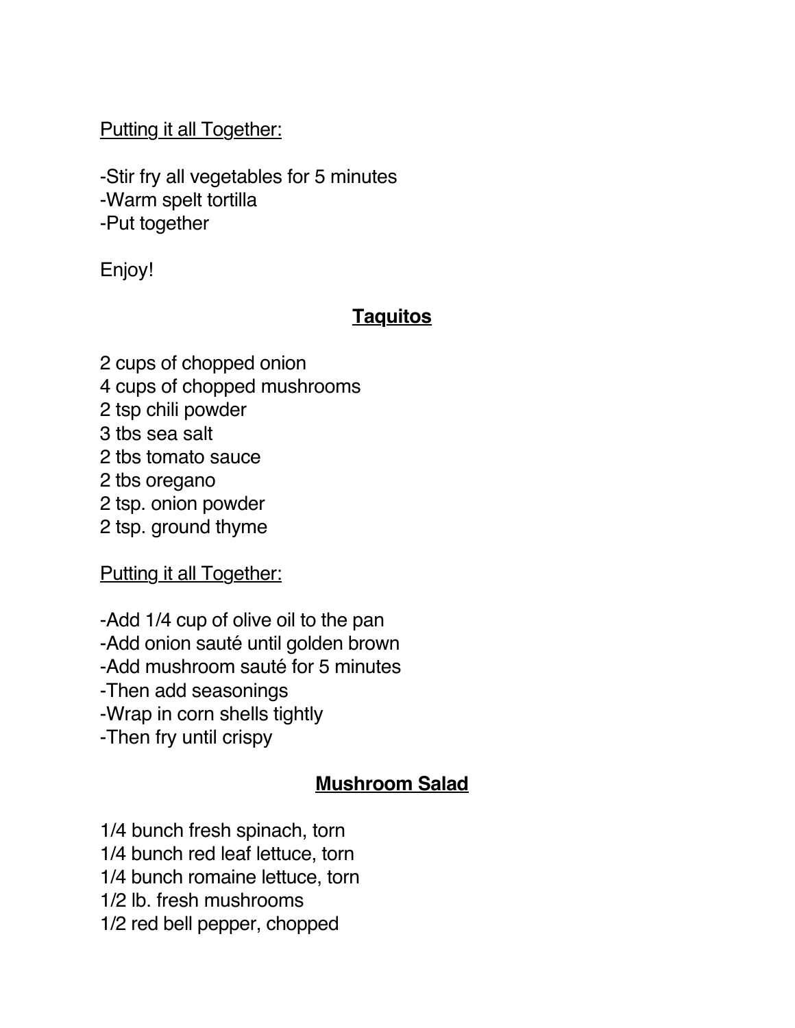Putting it all Together:

-Stir fry all vegetables for 5 minutes
-Warm spelt tortilla
-Put together

Enjoy!

## **Taquitos**

2 cups of chopped onion
4 cups of chopped mushrooms
2 tsp chili powder
3 tbs sea salt
2 tbs tomato sauce
2 tbs oregano
2 tsp. onion powder
2 tsp. ground thyme

Putting it all Together:

-Add 1/4 cup of olive oil to the pan
-Add onion sauté until golden brown
-Add mushroom sauté for 5 minutes
-Then add seasonings
-Wrap in corn shells tightly
-Then fry until crispy

## **Mushroom Salad**

1/4 bunch fresh spinach, torn
1/4 bunch red leaf lettuce, torn
1/4 bunch romaine lettuce, torn
1/2 lb. fresh mushrooms
1/2 red bell pepper, chopped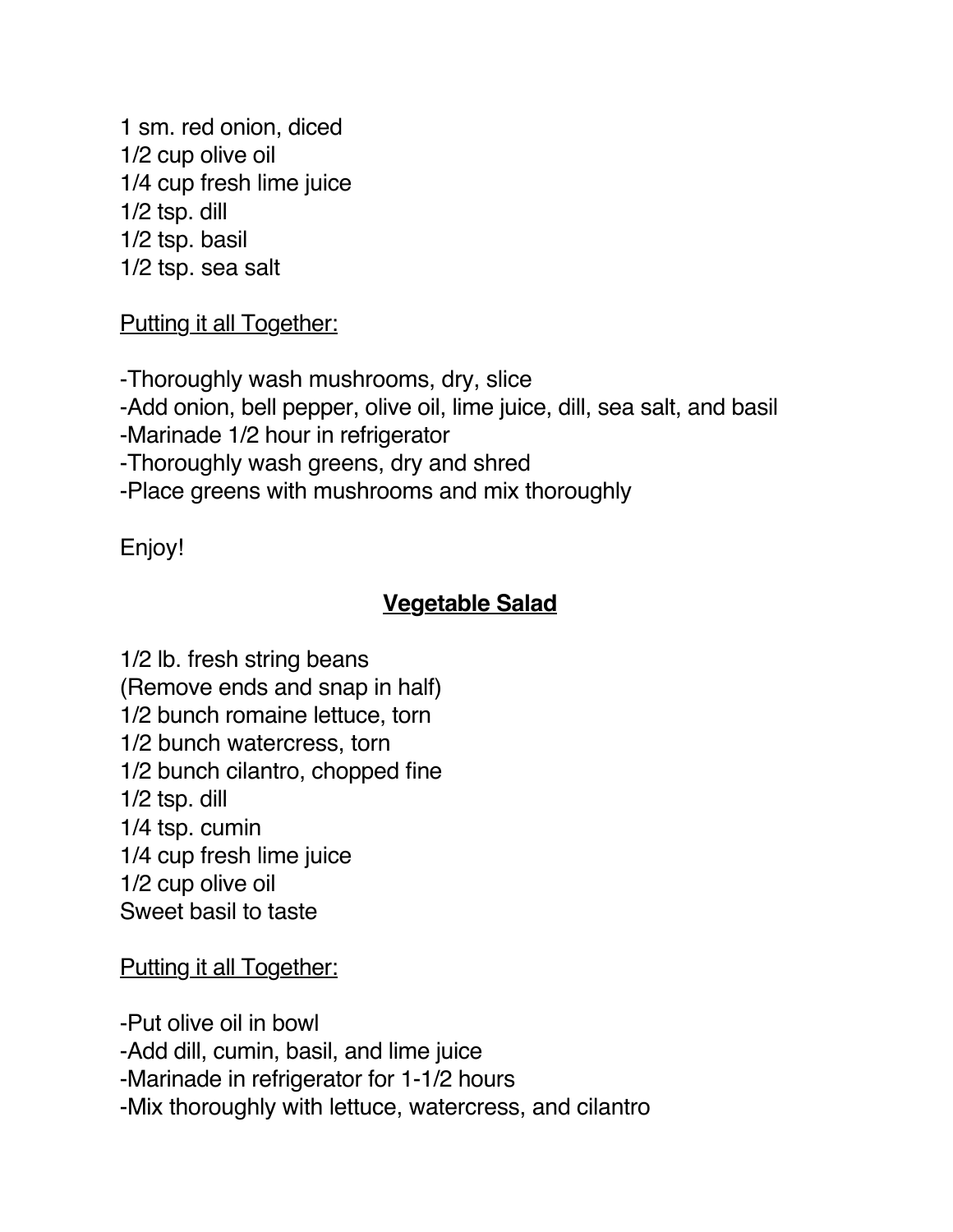1 sm. red onion, diced
1/2 cup olive oil
1/4 cup fresh lime juice
1/2 tsp. dill
1/2 tsp. basil
1/2 tsp. sea salt

<u>Putting it all Together:</u>

-Thoroughly wash mushrooms, dry, slice
-Add onion, bell pepper, olive oil, lime juice, dill, sea salt, and basil
-Marinade 1/2 hour in refrigerator
-Thoroughly wash greens, dry and shred
-Place greens with mushrooms and mix thoroughly

Enjoy!

## Vegetable Salad

1/2 lb. fresh string beans
(Remove ends and snap in half)
1/2 bunch romaine lettuce, torn
1/2 bunch watercress, torn
1/2 bunch cilantro, chopped fine
1/2 tsp. dill
1/4 tsp. cumin
1/4 cup fresh lime juice
1/2 cup olive oil
Sweet basil to taste

<u>Putting it all Together:</u>

-Put olive oil in bowl
-Add dill, cumin, basil, and lime juice
-Marinade in refrigerator for 1-1/2 hours
-Mix thoroughly with lettuce, watercress, and cilantro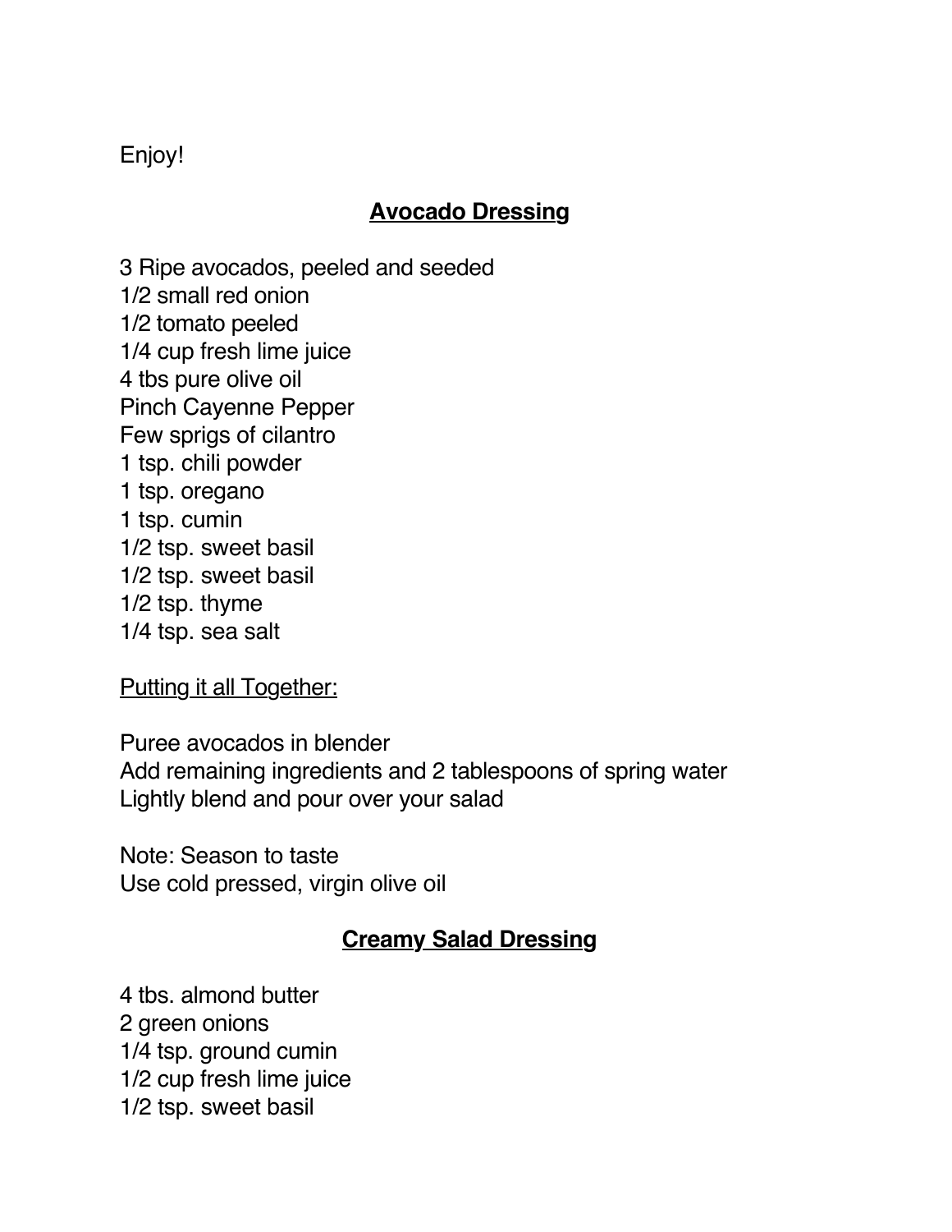Enjoy!

## **Avocado Dressing**

3 Ripe avocados, peeled and seeded
1/2 small red onion
1/2 tomato peeled
1/4 cup fresh lime juice
4 tbs pure olive oil
Pinch Cayenne Pepper
Few sprigs of cilantro
1 tsp. chili powder
1 tsp. oregano
1 tsp. cumin
1/2 tsp. sweet basil
1/2 tsp. sweet basil
1/2 tsp. thyme
1/4 tsp. sea salt

Putting it all Together:

Puree avocados in blender
Add remaining ingredients and 2 tablespoons of spring water
Lightly blend and pour over your salad

Note: Season to taste
Use cold pressed, virgin olive oil

## **Creamy Salad Dressing**

4 tbs. almond butter
2 green onions
1/4 tsp. ground cumin
1/2 cup fresh lime juice
1/2 tsp. sweet basil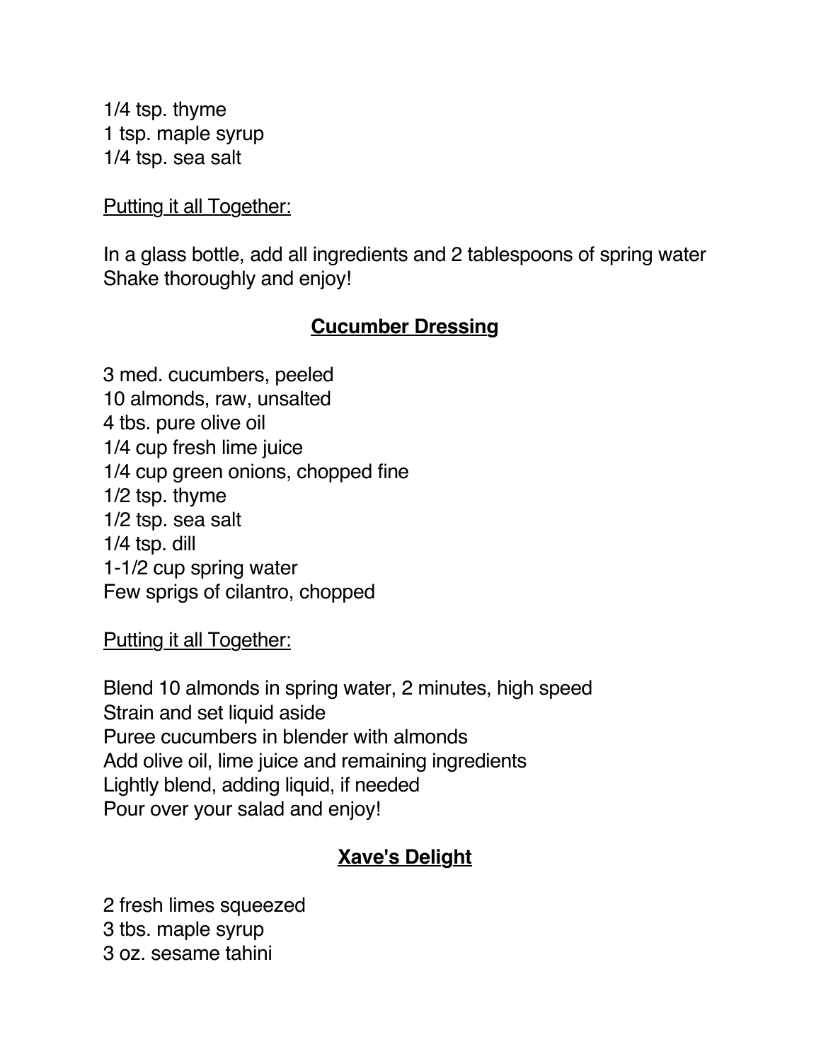1/4 tsp. thyme
1 tsp. maple syrup
1/4 tsp. sea salt

<u>Putting it all Together:</u>

In a glass bottle, add all ingredients and 2 tablespoons of spring water
Shake thoroughly and enjoy!

## **<u>Cucumber Dressing</u>**

3 med. cucumbers, peeled
10 almonds, raw, unsalted
4 tbs. pure olive oil
1/4 cup fresh lime juice
1/4 cup green onions, chopped fine
1/2 tsp. thyme
1/2 tsp. sea salt
1/4 tsp. dill
1-1/2 cup spring water
Few sprigs of cilantro, chopped

<u>Putting it all Together:</u>

Blend 10 almonds in spring water, 2 minutes, high speed
Strain and set liquid aside
Puree cucumbers in blender with almonds
Add olive oil, lime juice and remaining ingredients
Lightly blend, adding liquid, if needed
Pour over your salad and enjoy!

## **<u>Xave's Delight</u>**

2 fresh limes squeezed
3 tbs. maple syrup
3 oz. sesame tahini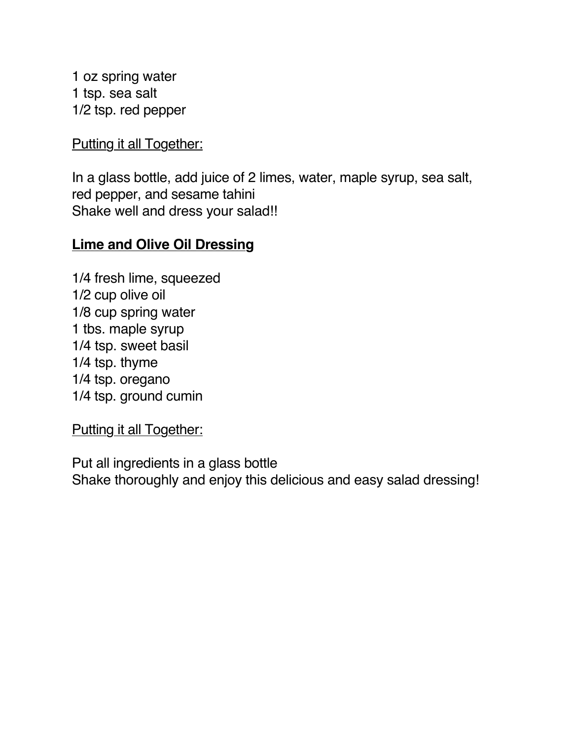1 oz spring water
1 tsp. sea salt
1/2 tsp. red pepper

Putting it all Together:

In a glass bottle, add juice of 2 limes, water, maple syrup, sea salt, red pepper, and sesame tahini
Shake well and dress your salad!!

## Lime and Olive Oil Dressing

1/4 fresh lime, squeezed
1/2 cup olive oil
1/8 cup spring water
1 tbs. maple syrup
1/4 tsp. sweet basil
1/4 tsp. thyme
1/4 tsp. oregano
1/4 tsp. ground cumin

Putting it all Together:

Put all ingredients in a glass bottle
Shake thoroughly and enjoy this delicious and easy salad dressing!